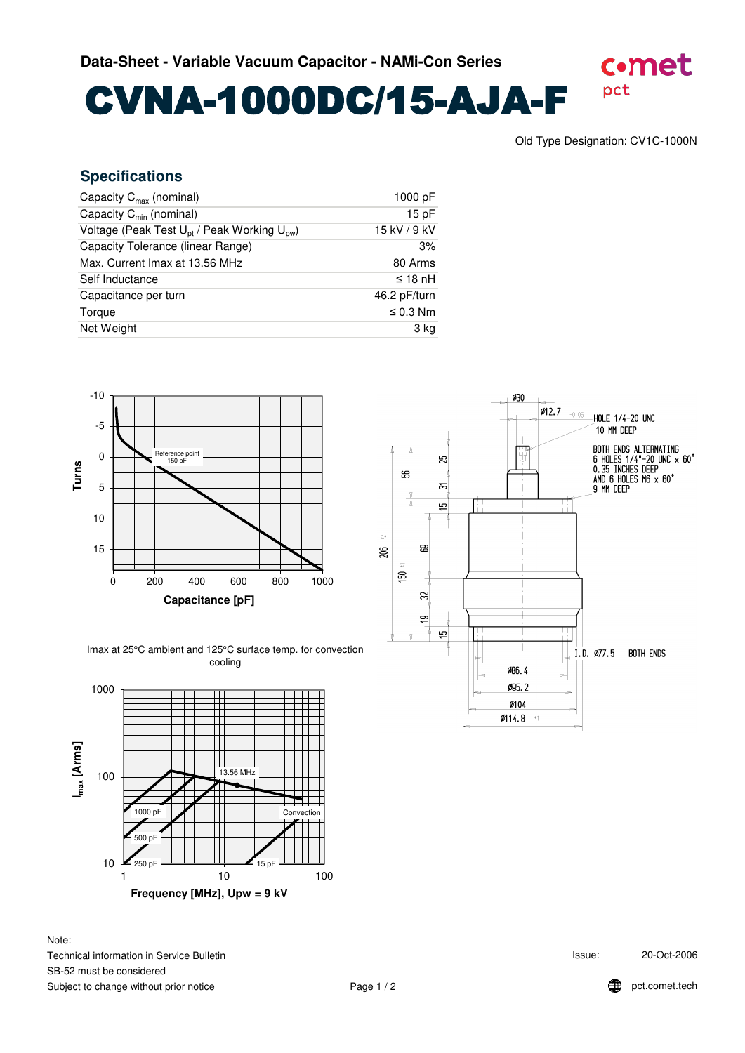Data-Sheet - Variable Vacuum Capacitor - NAMi-Con Series

# CVNA-1000DC/15-AJA-F

Old Type Designation: CV1C-1000N

## Specifications

| | |
|---|---|
| Capacity $C_{max}$ (nominal) | 1000 pF |
| Capacity $C_{min}$ (nominal) | 15 pF |
| Voltage (Peak Test $U_{pt}$ / Peak Working $U_{pw}$) | 15 kV / 9 kV |
| Capacity Tolerance (linear Range) | 3% |
| Max. Current Imax at 13.56 MHz | 80 Arms |
| Self Inductance | ≤ 18 nH |
| Capacitance per turn | 46.2 pF/turn |
| Torque | ≤ 0.3 Nm |
| Net Weight | 3 kg |

Imax at 25°C ambient and 125°C surface temp. for convection cooling

Note:
Technical information in Service Bulletin SB-52 must be considered
Subject to change without prior notice

Issue: 20-Oct-2006

pct.comet.tech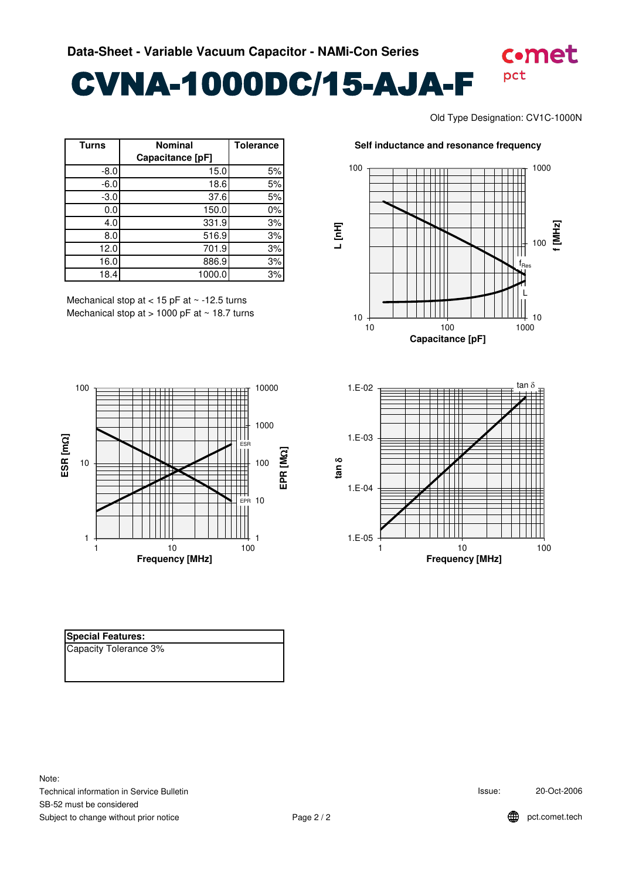Data-Sheet - Variable Vacuum Capacitor - NAMi-Con Series

# CVNA-1000DC/15-AJA-F

Old Type Designation: CV1C-1000N

| Turns | Nominal Capacitance [pF] | Tolerance |
|---|---|---|
| -8.0 | 15.0 | 5% |
| -6.0 | 18.6 | 5% |
| -3.0 | 37.6 | 5% |
| 0.0 | 150.0 | 0% |
| 4.0 | 331.9 | 3% |
| 8.0 | 516.9 | 3% |
| 12.0 | 701.9 | 3% |
| 16.0 | 886.9 | 3% |
| 18.4 | 1000.0 | 3% |

Mechanical stop at < 15 pF at ~ -12.5 turns
Mechanical stop at > 1000 pF at ~ 18.7 turns

**Self inductance and resonance frequency**

L [nH]
100
10
f [MHz]
1000
100
10
$f_{Res}$
L
10
100
1000
Capacitance [pF]

ESR [mΩ]
100
10
1
EPR [MΩ]
10000
1000
100
10
1
ESR
EPR
1
10
100
Frequency [MHz]

tan δ
1.E-02
1.E-03
1.E-04
1.E-05
tan δ
1
10
100
Frequency [MHz]

| **Special Features:** |
|---|
| Capacity Tolerance 3% |

Note:
Technical information in Service Bulletin
SB-52 must be considered
Subject to change without prior notice

Issue: 20-Oct-2006

pct.comet.tech